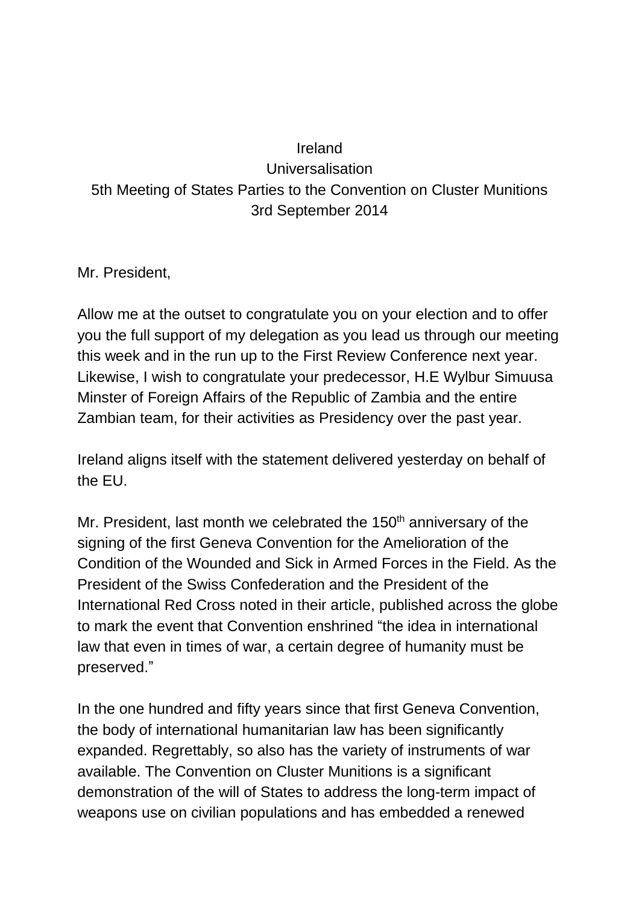Ireland
Universalisation
5th Meeting of States Parties to the Convention on Cluster Munitions
3rd September 2014

Mr. President,

Allow me at the outset to congratulate you on your election and to offer you the full support of my delegation as you lead us through our meeting this week and in the run up to the First Review Conference next year. Likewise, I wish to congratulate your predecessor, H.E Wylbur Simuusa Minster of Foreign Affairs of the Republic of Zambia and the entire Zambian team, for their activities as Presidency over the past year.

Ireland aligns itself with the statement delivered yesterday on behalf of the EU.

Mr. President, last month we celebrated the 150th anniversary of the signing of the first Geneva Convention for the Amelioration of the Condition of the Wounded and Sick in Armed Forces in the Field. As the President of the Swiss Confederation and the President of the International Red Cross noted in their article, published across the globe to mark the event that Convention enshrined "the idea in international law that even in times of war, a certain degree of humanity must be preserved."

In the one hundred and fifty years since that first Geneva Convention, the body of international humanitarian law has been significantly expanded. Regrettably, so also has the variety of instruments of war available. The Convention on Cluster Munitions is a significant demonstration of the will of States to address the long-term impact of weapons use on civilian populations and has embedded a renewed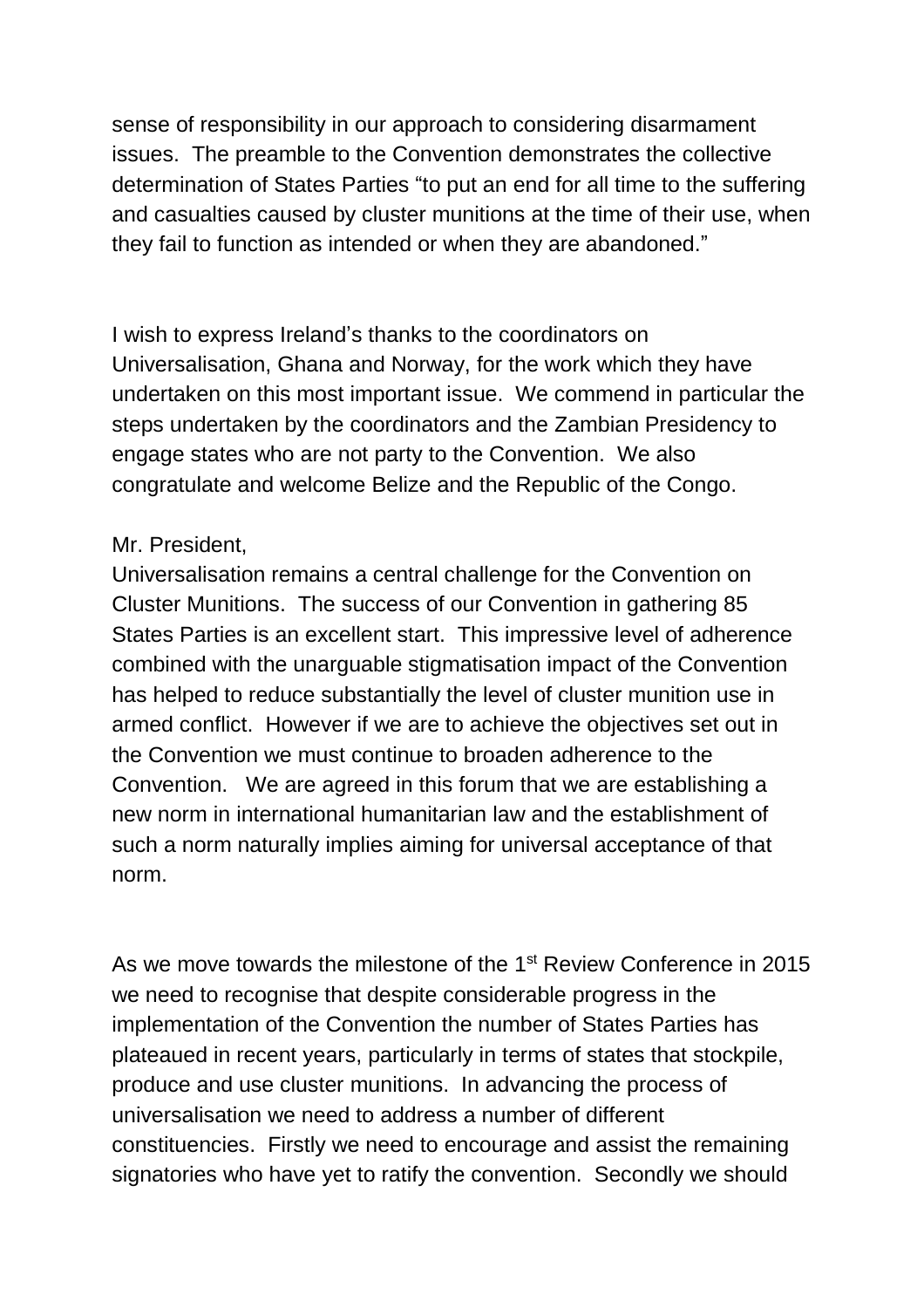sense of responsibility in our approach to considering disarmament issues. The preamble to the Convention demonstrates the collective determination of States Parties "to put an end for all time to the suffering and casualties caused by cluster munitions at the time of their use, when they fail to function as intended or when they are abandoned."

I wish to express Ireland's thanks to the coordinators on Universalisation, Ghana and Norway, for the work which they have undertaken on this most important issue. We commend in particular the steps undertaken by the coordinators and the Zambian Presidency to engage states who are not party to the Convention. We also congratulate and welcome Belize and the Republic of the Congo.

Mr. President,
Universalisation remains a central challenge for the Convention on Cluster Munitions. The success of our Convention in gathering 85 States Parties is an excellent start. This impressive level of adherence combined with the unarguable stigmatisation impact of the Convention has helped to reduce substantially the level of cluster munition use in armed conflict. However if we are to achieve the objectives set out in the Convention we must continue to broaden adherence to the Convention. We are agreed in this forum that we are establishing a new norm in international humanitarian law and the establishment of such a norm naturally implies aiming for universal acceptance of that norm.

As we move towards the milestone of the 1st Review Conference in 2015 we need to recognise that despite considerable progress in the implementation of the Convention the number of States Parties has plateaued in recent years, particularly in terms of states that stockpile, produce and use cluster munitions. In advancing the process of universalisation we need to address a number of different constituencies. Firstly we need to encourage and assist the remaining signatories who have yet to ratify the convention. Secondly we should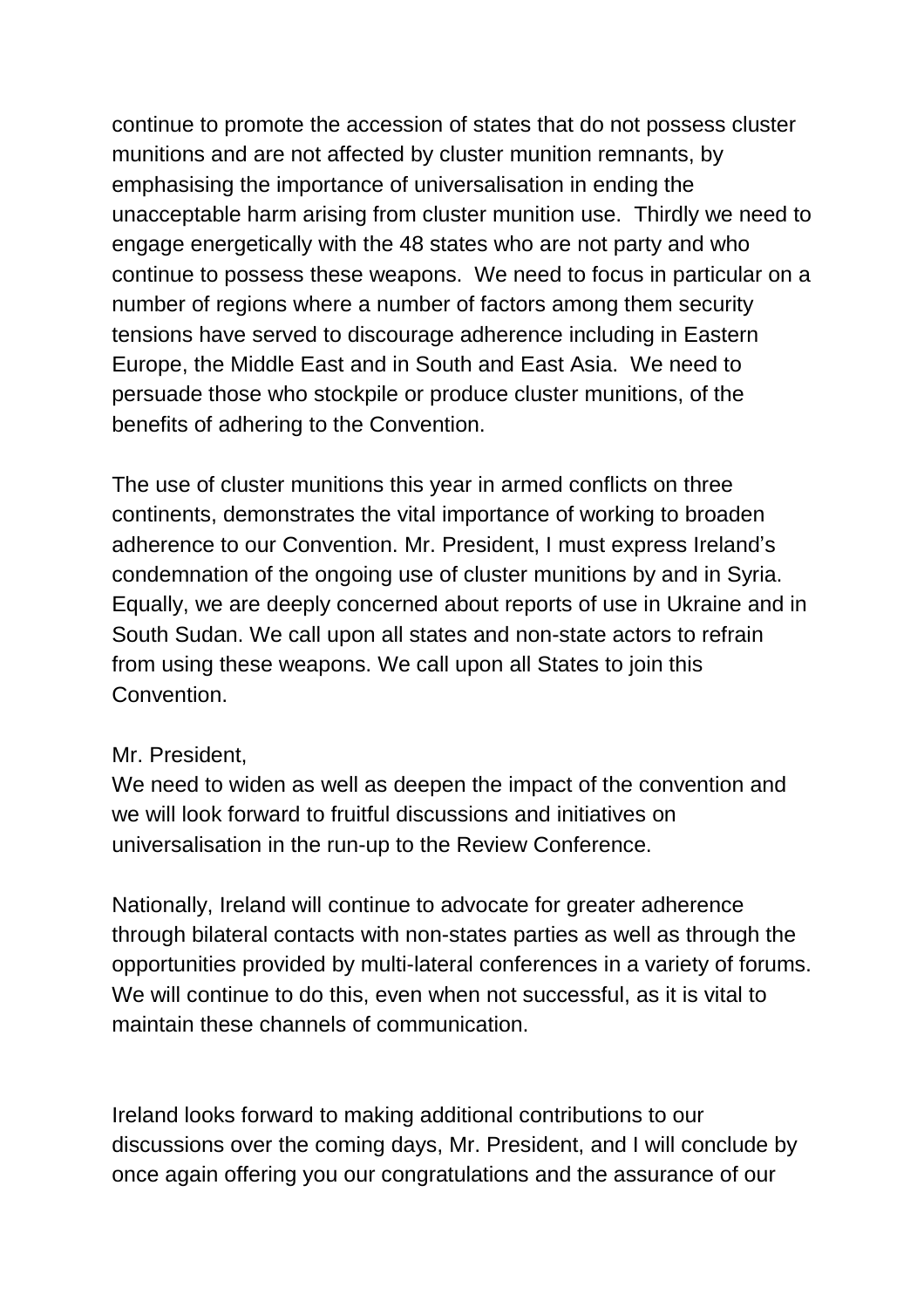continue to promote the accession of states that do not possess cluster munitions and are not affected by cluster munition remnants, by emphasising the importance of universalisation in ending the unacceptable harm arising from cluster munition use.  Thirdly we need to engage energetically with the 48 states who are not party and who continue to possess these weapons.  We need to focus in particular on a number of regions where a number of factors among them security tensions have served to discourage adherence including in Eastern Europe, the Middle East and in South and East Asia.  We need to persuade those who stockpile or produce cluster munitions, of the benefits of adhering to the Convention.

The use of cluster munitions this year in armed conflicts on three continents, demonstrates the vital importance of working to broaden adherence to our Convention. Mr. President, I must express Ireland's condemnation of the ongoing use of cluster munitions by and in Syria. Equally, we are deeply concerned about reports of use in Ukraine and in South Sudan. We call upon all states and non-state actors to refrain from using these weapons. We call upon all States to join this Convention.

Mr. President,
We need to widen as well as deepen the impact of the convention and we will look forward to fruitful discussions and initiatives on universalisation in the run-up to the Review Conference.

Nationally, Ireland will continue to advocate for greater adherence through bilateral contacts with non-states parties as well as through the opportunities provided by multi-lateral conferences in a variety of forums. We will continue to do this, even when not successful, as it is vital to maintain these channels of communication.

Ireland looks forward to making additional contributions to our discussions over the coming days, Mr. President, and I will conclude by once again offering you our congratulations and the assurance of our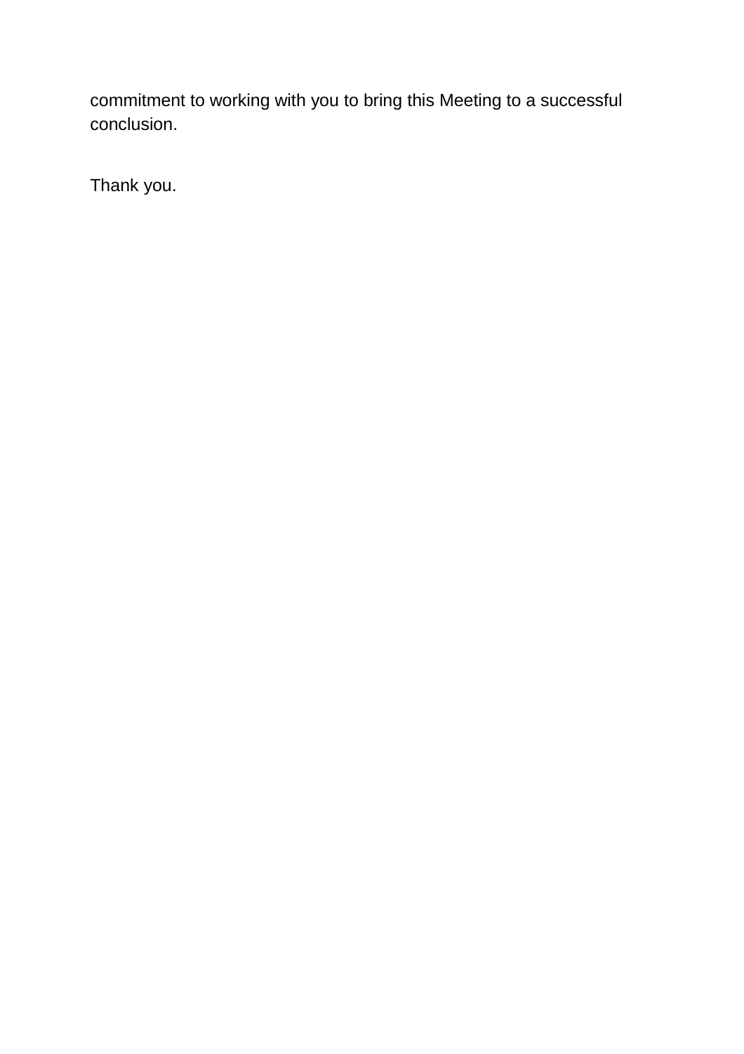commitment to working with you to bring this Meeting to a successful conclusion.

Thank you.